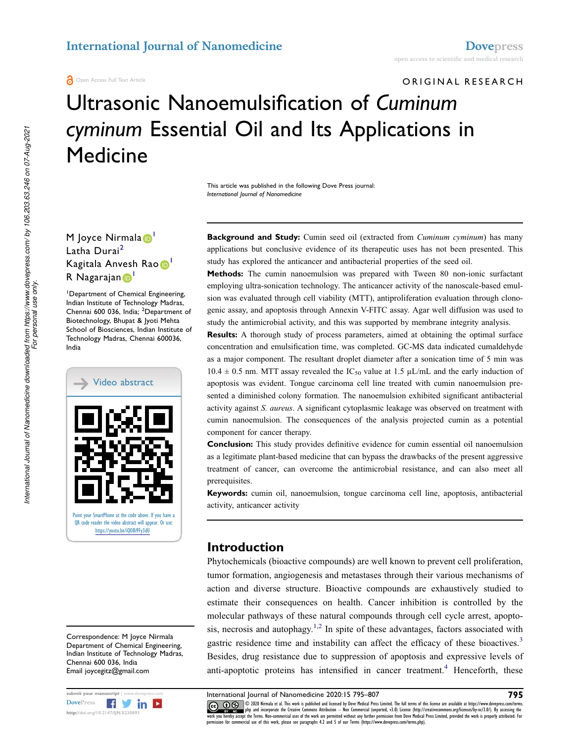ORIGINAL RESEARCH

# Ultrasonic Nanoemulsification of *Cuminum cyminum* Essential Oil and Its Applications in Medicine

This article was published in the following Dove Press journal:
*International Journal of Nanomedicine*

M Joyce Nirmala[1]
Latha Durai[2]
Kagitala Anvesh Rao[1]
R Nagarajan[1]

[1]Department of Chemical Engineering, Indian Institute of Technology Madras, Chennai 600 036, India; [2]Department of Biotechnology, Bhupat & Jyoti Mehta School of Biosciences, Indian Institute of Technology Madras, Chennai 600036, India

Video abstract

Point your SmartPhone at the code above. If you have a QR code reader the video abstract will appear. Or use: https://youtu.be/iQO8i9Fy3dU

Correspondence: M Joyce Nirmala
Department of Chemical Engineering, Indian Institute of Technology Madras, Chennai 600 036, India
Email joycegitz@gmail.com

**Background and Study:** Cumin seed oil (extracted from *Cuminum cyminum*) has many applications but conclusive evidence of its therapeutic uses has not been presented. This study has explored the anticancer and antibacterial properties of the seed oil.

**Methods:** The cumin nanoemulsion was prepared with Tween 80 non-ionic surfactant employing ultra-sonication technology. The anticancer activity of the nanoscale-based emulsion was evaluated through cell viability (MTT), antiproliferation evaluation through clonogenic assay, and apoptosis through Annexin V-FITC assay. Agar well diffusion was used to study the antimicrobial activity, and this was supported by membrane integrity analysis.

**Results:** A thorough study of process parameters, aimed at obtaining the optimal surface concentration and emulsification time, was completed. GC-MS data indicated cumaldehyde as a major component. The resultant droplet diameter after a sonication time of 5 min was 10.4 ± 0.5 nm. MTT assay revealed the $IC_{50}$ value at 1.5 µL/mL and the early induction of apoptosis was evident. Tongue carcinoma cell line treated with cumin nanoemulsion presented a diminished colony formation. The nanoemulsion exhibited significant antibacterial activity against *S. aureus*. A significant cytoplasmic leakage was observed on treatment with cumin nanoemulsion. The consequences of the analysis projected cumin as a potential component for cancer therapy.

**Conclusion:** This study provides definitive evidence for cumin essential oil nanoemulsion as a legitimate plant-based medicine that can bypass the drawbacks of the present aggressive treatment of cancer, can overcome the antimicrobial resistance, and can also meet all prerequisites.

**Keywords:** cumin oil, nanoemulsion, tongue carcinoma cell line, apoptosis, antibacterial activity, anticancer activity

## Introduction

Phytochemicals (bioactive compounds) are well known to prevent cell proliferation, tumor formation, angiogenesis and metastases through their various mechanisms of action and diverse structure. Bioactive compounds are exhaustively studied to estimate their consequences on health. Cancer inhibition is controlled by the molecular pathways of these natural compounds through cell cycle arrest, apoptosis, necrosis and autophagy.[1,2] In spite of these advantages, factors associated with gastric residence time and instability can affect the efficacy of these bioactives.[3] Besides, drug resistance due to suppression of apoptosis and expressive levels of anti-apoptotic proteins has intensified in cancer treatment.[4] Henceforth, these

© 2020 Nirmala et al. This work is published and licensed by Dove Medical Press Limited. The full terms of this license are available at https://www.dovepress.com/terms.php and incorporate the Creative Commons Attribution – Non Commercial (unported, v3.0) License (http://creativecommons.org/licenses/by-nc/3.0/). By accessing the work you hereby accept the Terms. Non-commercial uses of the work are permitted without any further permission from Dove Medical Press Limited, provided the work is properly attributed. For permission for commercial use of this work, please see paragraphs 4.2 and 5 of our Terms (https://www.dovepress.com/terms.php).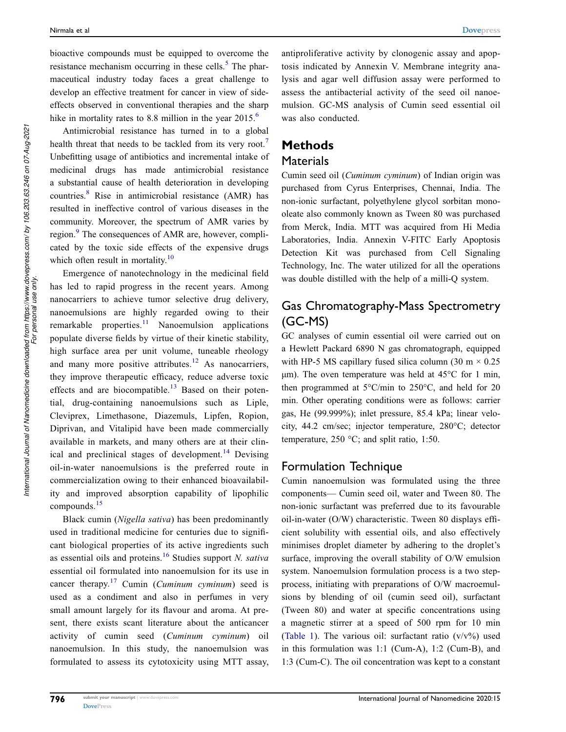bioactive compounds must be equipped to overcome the resistance mechanism occurring in these cells.[5] The pharmaceutical industry today faces a great challenge to develop an effective treatment for cancer in view of side-effects observed in conventional therapies and the sharp hike in mortality rates to 8.8 million in the year 2015.[6]

Antimicrobial resistance has turned in to a global health threat that needs to be tackled from its very root.[7] Unbefitting usage of antibiotics and incremental intake of medicinal drugs has made antimicrobial resistance a substantial cause of health deterioration in developing countries.[8] Rise in antimicrobial resistance (AMR) has resulted in ineffective control of various diseases in the community. Moreover, the spectrum of AMR varies by region.[9] The consequences of AMR are, however, complicated by the toxic side effects of the expensive drugs which often result in mortality.[10]

Emergence of nanotechnology in the medicinal field has led to rapid progress in the recent years. Among nanocarriers to achieve tumor selective drug delivery, nanoemulsions are highly regarded owing to their remarkable properties.[11] Nanoemulsion applications populate diverse fields by virtue of their kinetic stability, high surface area per unit volume, tuneable rheology and many more positive attributes.[12] As nanocarriers, they improve therapeutic efficacy, reduce adverse toxic effects and are biocompatible.[13] Based on their potential, drug-containing nanoemulsions such as Liple, Cleviprex, Limethasone, Diazemuls, Lipfen, Ropion, Diprivan, and Vitalipid have been made commercially available in markets, and many others are at their clinical and preclinical stages of development.[14] Devising oil-in-water nanoemulsions is the preferred route in commercialization owing to their enhanced bioavailability and improved absorption capability of lipophilic compounds.[15]

Black cumin (*Nigella sativa*) has been predominantly used in traditional medicine for centuries due to significant biological properties of its active ingredients such as essential oils and proteins.[16] Studies support *N. sativa* essential oil formulated into nanoemulsion for its use in cancer therapy.[17] Cumin (*Cuminum cyminum*) seed is used as a condiment and also in perfumes in very small amount largely for its flavour and aroma. At present, there exists scant literature about the anticancer activity of cumin seed (*Cuminum cyminum*) oil nanoemulsion. In this study, the nanoemulsion was formulated to assess its cytotoxicity using MTT assay, antiproliferative activity by clonogenic assay and apoptosis indicated by Annexin V. Membrane integrity analysis and agar well diffusion assay were performed to assess the antibacterial activity of the seed oil nanoemulsion. GC-MS analysis of Cumin seed essential oil was also conducted.

# Methods

## Materials

Cumin seed oil (*Cuminum cyminum*) of Indian origin was purchased from Cyrus Enterprises, Chennai, India. The non-ionic surfactant, polyethylene glycol sorbitan monooleate also commonly known as Tween 80 was purchased from Merck, India. MTT was acquired from Hi Media Laboratories, India. Annexin V-FITC Early Apoptosis Detection Kit was purchased from Cell Signaling Technology, Inc. The water utilized for all the operations was double distilled with the help of a milli-Q system.

## Gas Chromatography-Mass Spectrometry (GC-MS)

GC analyses of cumin essential oil were carried out on a Hewlett Packard 6890 N gas chromatograph, equipped with HP-5 MS capillary fused silica column (30 m × 0.25 μm). The oven temperature was held at 45°C for 1 min, then programmed at 5°C/min to 250°C, and held for 20 min. Other operating conditions were as follows: carrier gas, He (99.999%); inlet pressure, 85.4 kPa; linear velocity, 44.2 cm/sec; injector temperature, 280°C; detector temperature, 250 °C; and split ratio, 1:50.

## Formulation Technique

Cumin nanoemulsion was formulated using the three components— Cumin seed oil, water and Tween 80. The non-ionic surfactant was preferred due to its favourable oil-in-water (O/W) characteristic. Tween 80 displays efficient solubility with essential oils, and also effectively minimises droplet diameter by adhering to the droplet's surface, improving the overall stability of O/W emulsion system. Nanoemulsion formulation process is a two step-process, initiating with preparations of O/W macroemulsions by blending of oil (cumin seed oil), surfactant (Tween 80) and water at specific concentrations using a magnetic stirrer at a speed of 500 rpm for 10 min (Table 1). The various oil: surfactant ratio (v/v%) used in this formulation was 1:1 (Cum-A), 1:2 (Cum-B), and 1:3 (Cum-C). The oil concentration was kept to a constant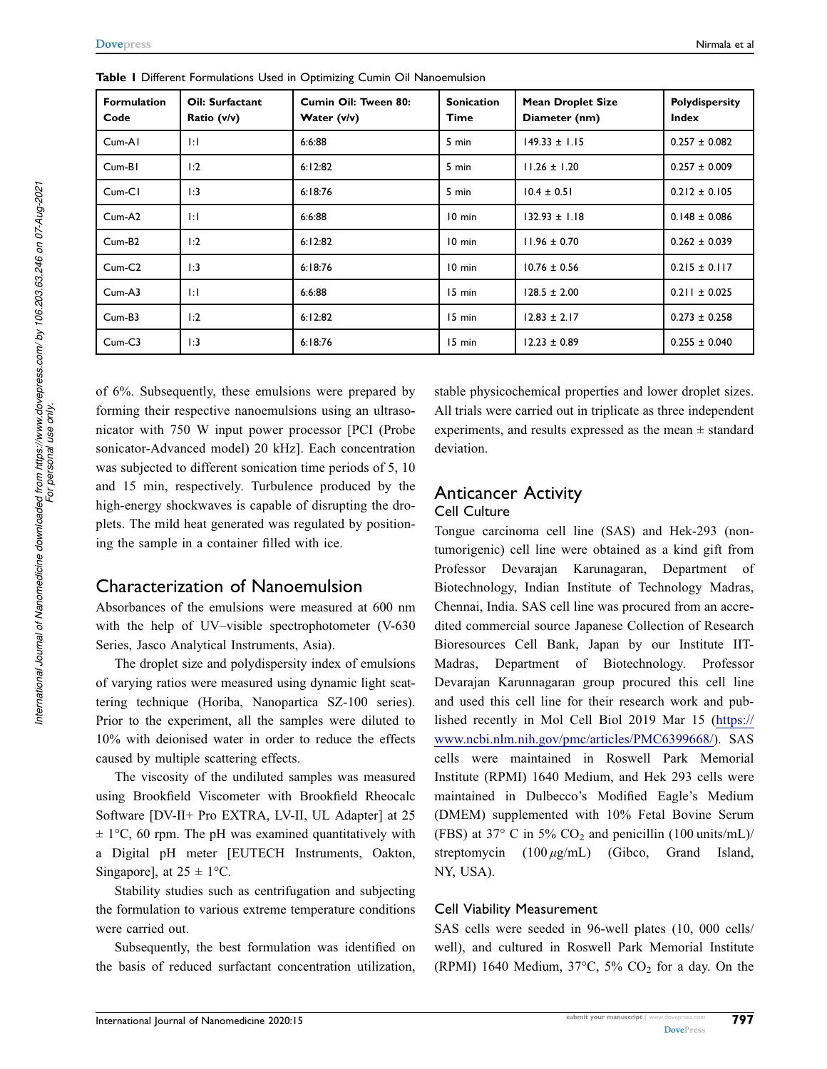**Table 1** Different Formulations Used in Optimizing Cumin Oil Nanoemulsion

| Formulation Code | Oil: Surfactant Ratio (v/v) | Cumin Oil: Tween 80: Water (v/v) | Sonication Time | Mean Droplet Size Diameter (nm) | Polydispersity Index |
|---|---|---|---|---|---|
| Cum-A1 | 1:1 | 6:6:88 | 5 min | 149.33 ± 1.15 | 0.257 ± 0.082 |
| Cum-B1 | 1:2 | 6:12:82 | 5 min | 11.26 ± 1.20 | 0.257 ± 0.009 |
| Cum-C1 | 1:3 | 6:18:76 | 5 min | 10.4 ± 0.51 | 0.212 ± 0.105 |
| Cum-A2 | 1:1 | 6:6:88 | 10 min | 132.93 ± 1.18 | 0.148 ± 0.086 |
| Cum-B2 | 1:2 | 6:12:82 | 10 min | 11.96 ± 0.70 | 0.262 ± 0.039 |
| Cum-C2 | 1:3 | 6:18:76 | 10 min | 10.76 ± 0.56 | 0.215 ± 0.117 |
| Cum-A3 | 1:1 | 6:6:88 | 15 min | 128.5 ± 2.00 | 0.211 ± 0.025 |
| Cum-B3 | 1:2 | 6:12:82 | 15 min | 12.83 ± 2.17 | 0.273 ± 0.258 |
| Cum-C3 | 1:3 | 6:18:76 | 15 min | 12.23 ± 0.89 | 0.255 ± 0.040 |

of 6%. Subsequently, these emulsions were prepared by forming their respective nanoemulsions using an ultrasonicator with 750 W input power processor [PCI (Probe sonicator-Advanced model) 20 kHz]. Each concentration was subjected to different sonication time periods of 5, 10 and 15 min, respectively. Turbulence produced by the high-energy shockwaves is capable of disrupting the droplets. The mild heat generated was regulated by positioning the sample in a container filled with ice.

## Characterization of Nanoemulsion

Absorbances of the emulsions were measured at 600 nm with the help of UV–visible spectrophotometer (V-630 Series, Jasco Analytical Instruments, Asia).

The droplet size and polydispersity index of emulsions of varying ratios were measured using dynamic light scattering technique (Horiba, Nanopartica SZ-100 series). Prior to the experiment, all the samples were diluted to 10% with deionised water in order to reduce the effects caused by multiple scattering effects.

The viscosity of the undiluted samples was measured using Brookfield Viscometer with Brookfield Rheocalc Software [DV-II+ Pro EXTRA, LV-II, UL Adapter] at 25 ± 1°C, 60 rpm. The pH was examined quantitatively with a Digital pH meter [EUTECH Instruments, Oakton, Singapore], at 25 ± 1°C.

Stability studies such as centrifugation and subjecting the formulation to various extreme temperature conditions were carried out.

Subsequently, the best formulation was identified on the basis of reduced surfactant concentration utilization, stable physicochemical properties and lower droplet sizes. All trials were carried out in triplicate as three independent experiments, and results expressed as the mean ± standard deviation.

## Anticancer Activity

### Cell Culture

Tongue carcinoma cell line (SAS) and Hek-293 (non-tumorigenic) cell line were obtained as a kind gift from Professor Devarajan Karunagaran, Department of Biotechnology, Indian Institute of Technology Madras, Chennai, India. SAS cell line was procured from an accredited commercial source Japanese Collection of Research Bioresources Cell Bank, Japan by our Institute IIT-Madras, Department of Biotechnology. Professor Devarajan Karunnagaran group procured this cell line and used this cell line for their research work and published recently in Mol Cell Biol 2019 Mar 15 (https://www.ncbi.nlm.nih.gov/pmc/articles/PMC6399668/). SAS cells were maintained in Roswell Park Memorial Institute (RPMI) 1640 Medium, and Hek 293 cells were maintained in Dulbecco's Modified Eagle's Medium (DMEM) supplemented with 10% Fetal Bovine Serum (FBS) at 37° C in 5% $CO_2$ and penicillin (100 units/mL)/ streptomycin (100 $\mu$g/mL) (Gibco, Grand Island, NY, USA).

### Cell Viability Measurement

SAS cells were seeded in 96-well plates (10, 000 cells/ well), and cultured in Roswell Park Memorial Institute (RPMI) 1640 Medium, 37°C, 5% $CO_2$ for a day. On the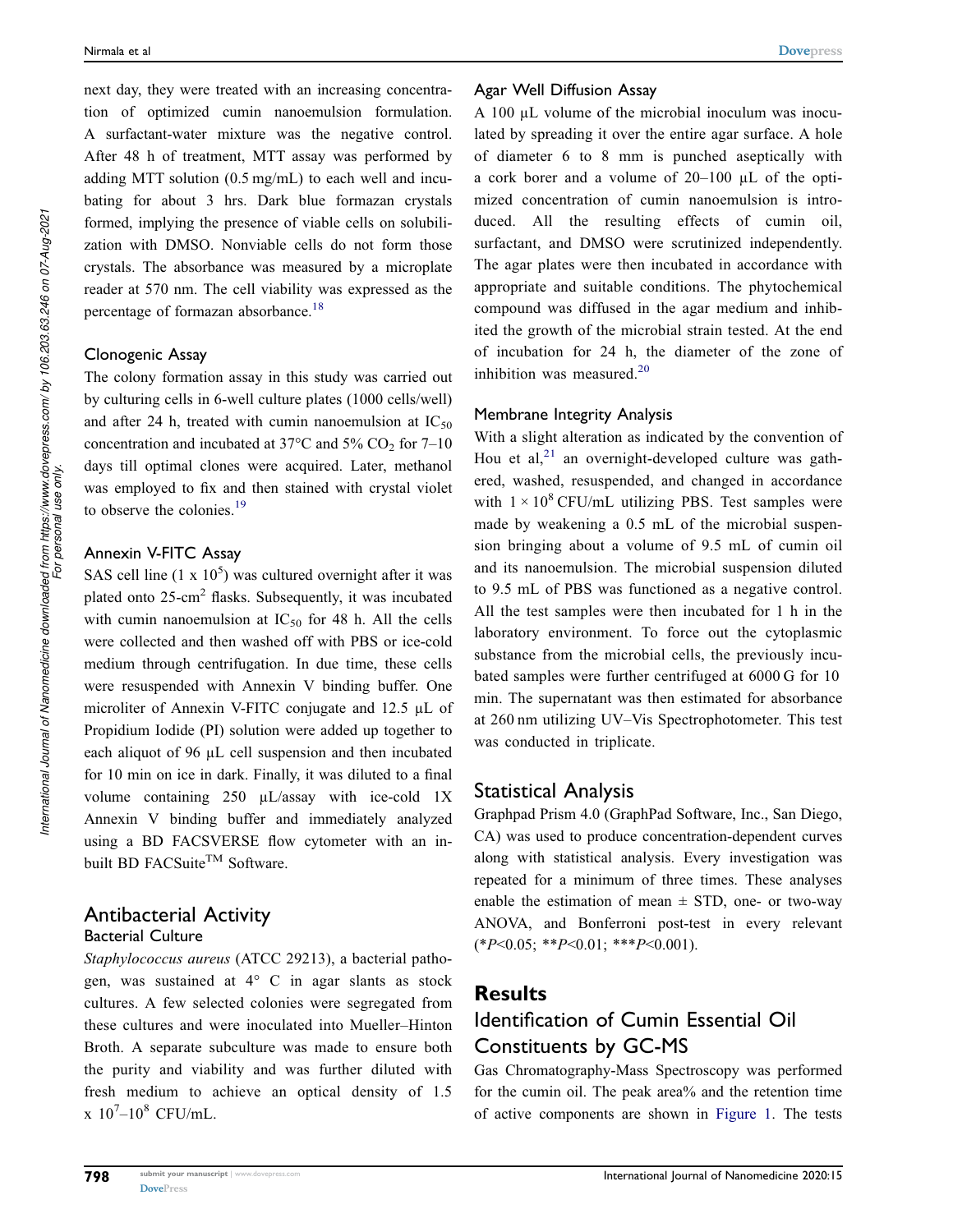next day, they were treated with an increasing concentration of optimized cumin nanoemulsion formulation. A surfactant-water mixture was the negative control. After 48 h of treatment, MTT assay was performed by adding MTT solution (0.5 mg/mL) to each well and incubating for about 3 hrs. Dark blue formazan crystals formed, implying the presence of viable cells on solubilization with DMSO. Nonviable cells do not form those crystals. The absorbance was measured by a microplate reader at 570 nm. The cell viability was expressed as the percentage of formazan absorbance.[18]

### Clonogenic Assay

The colony formation assay in this study was carried out by culturing cells in 6-well culture plates (1000 cells/well) and after 24 h, treated with cumin nanoemulsion at $IC_{50}$ concentration and incubated at 37°C and 5% $CO_2$ for 7–10 days till optimal clones were acquired. Later, methanol was employed to fix and then stained with crystal violet to observe the colonies.[19]

### Annexin V-FITC Assay

SAS cell line (1 x $10^5$) was cultured overnight after it was plated onto 25-$cm^2$ flasks. Subsequently, it was incubated with cumin nanoemulsion at $IC_{50}$ for 48 h. All the cells were collected and then washed off with PBS or ice-cold medium through centrifugation. In due time, these cells were resuspended with Annexin V binding buffer. One microliter of Annexin V-FITC conjugate and 12.5 µL of Propidium Iodide (PI) solution were added up together to each aliquot of 96 µL cell suspension and then incubated for 10 min on ice in dark. Finally, it was diluted to a final volume containing 250 µL/assay with ice-cold 1X Annexin V binding buffer and immediately analyzed using a BD FACSVERSE flow cytometer with an in-built BD FACSuite™ Software.

## Antibacterial Activity

### Bacterial Culture

*Staphylococcus aureus* (ATCC 29213), a bacterial pathogen, was sustained at 4° C in agar slants as stock cultures. A few selected colonies were segregated from these cultures and were inoculated into Mueller–Hinton Broth. A separate subculture was made to ensure both the purity and viability and was further diluted with fresh medium to achieve an optical density of 1.5 x $10^7$–$10^8$ CFU/mL.

### Agar Well Diffusion Assay

A 100 µL volume of the microbial inoculum was inoculated by spreading it over the entire agar surface. A hole of diameter 6 to 8 mm is punched aseptically with a cork borer and a volume of 20–100 µL of the optimized concentration of cumin nanoemulsion is introduced. All the resulting effects of cumin oil, surfactant, and DMSO were scrutinized independently. The agar plates were then incubated in accordance with appropriate and suitable conditions. The phytochemical compound was diffused in the agar medium and inhibited the growth of the microbial strain tested. At the end of incubation for 24 h, the diameter of the zone of inhibition was measured.[20]

### Membrane Integrity Analysis

With a slight alteration as indicated by the convention of Hou et al,[21] an overnight-developed culture was gathered, washed, resuspended, and changed in accordance with $1 \times 10^8$ CFU/mL utilizing PBS. Test samples were made by weakening a 0.5 mL of the microbial suspension bringing about a volume of 9.5 mL of cumin oil and its nanoemulsion. The microbial suspension diluted to 9.5 mL of PBS was functioned as a negative control. All the test samples were then incubated for 1 h in the laboratory environment. To force out the cytoplasmic substance from the microbial cells, the previously incubated samples were further centrifuged at 6000 G for 10 min. The supernatant was then estimated for absorbance at 260 nm utilizing UV–Vis Spectrophotometer. This test was conducted in triplicate.

## Statistical Analysis

Graphpad Prism 4.0 (GraphPad Software, Inc., San Diego, CA) was used to produce concentration-dependent curves along with statistical analysis. Every investigation was repeated for a minimum of three times. These analyses enable the estimation of mean ± STD, one- or two-way ANOVA, and Bonferroni post-test in every relevant (\*$P$<0.05; \*\*$P$<0.01; \*\*\*$P$<0.001).

# Results

## Identification of Cumin Essential Oil Constituents by GC-MS

Gas Chromatography-Mass Spectroscopy was performed for the cumin oil. The peak area% and the retention time of active components are shown in Figure 1. The tests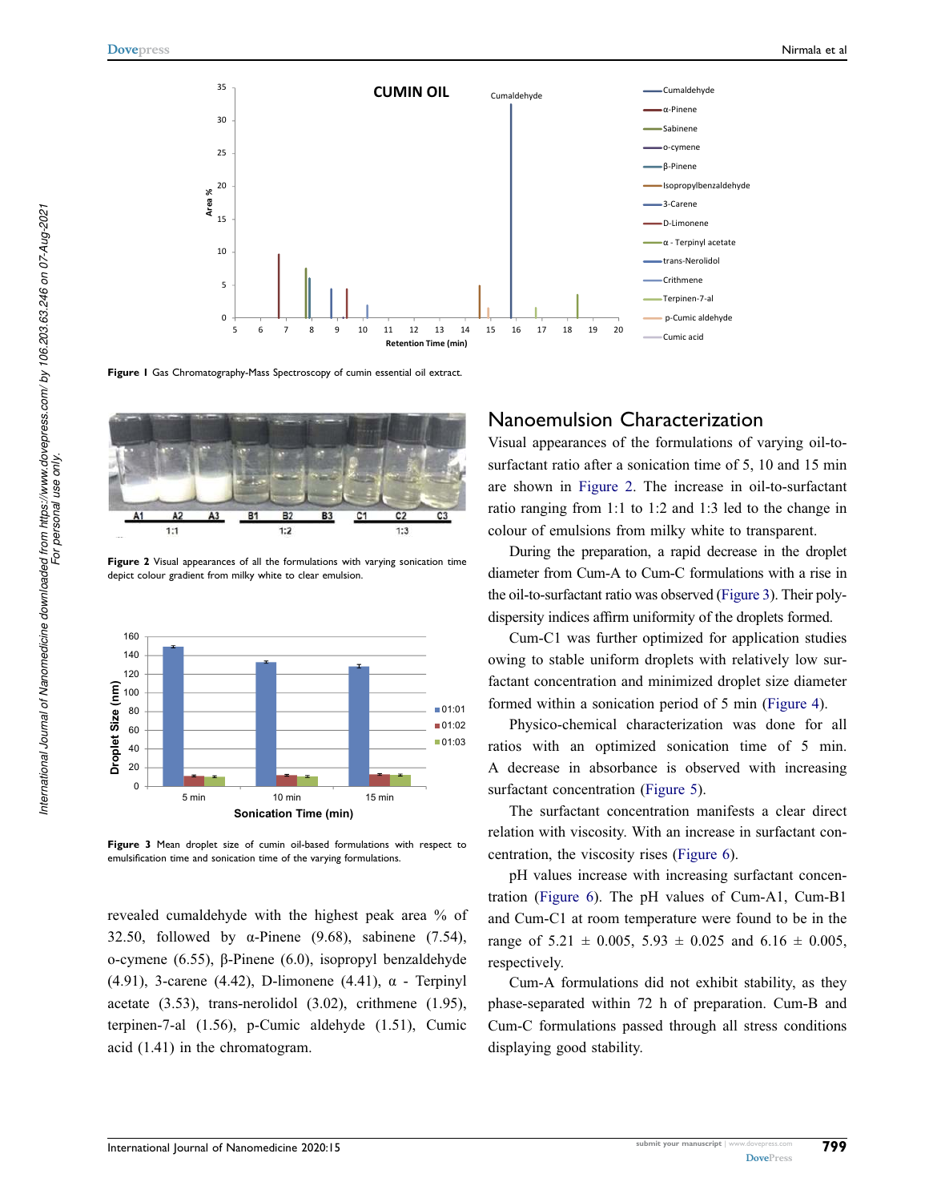Figure 1 Gas Chromatography-Mass Spectroscopy of cumin essential oil extract.

Figure 2 Visual appearances of all the formulations with varying sonication time depict colour gradient from milky white to clear emulsion.

Figure 3 Mean droplet size of cumin oil-based formulations with respect to emulsification time and sonication time of the varying formulations.

revealed cumaldehyde with the highest peak area % of 32.50, followed by α-Pinene (9.68), sabinene (7.54), o-cymene (6.55), β-Pinene (6.0), isopropyl benzaldehyde (4.91), 3-carene (4.42), D-limonene (4.41), α - Terpinyl acetate (3.53), trans-nerolidol (3.02), crithmene (1.95), terpinen-7-al (1.56), p-Cumic aldehyde (1.51), Cumic acid (1.41) in the chromatogram.

## Nanoemulsion Characterization

Visual appearances of the formulations of varying oil-to-surfactant ratio after a sonication time of 5, 10 and 15 min are shown in Figure 2. The increase in oil-to-surfactant ratio ranging from 1:1 to 1:2 and 1:3 led to the change in colour of emulsions from milky white to transparent.

During the preparation, a rapid decrease in the droplet diameter from Cum-A to Cum-C formulations with a rise in the oil-to-surfactant ratio was observed (Figure 3). Their polydispersity indices affirm uniformity of the droplets formed.

Cum-C1 was further optimized for application studies owing to stable uniform droplets with relatively low surfactant concentration and minimized droplet size diameter formed within a sonication period of 5 min (Figure 4).

Physico-chemical characterization was done for all ratios with an optimized sonication time of 5 min. A decrease in absorbance is observed with increasing surfactant concentration (Figure 5).

The surfactant concentration manifests a clear direct relation with viscosity. With an increase in surfactant concentration, the viscosity rises (Figure 6).

pH values increase with increasing surfactant concentration (Figure 6). The pH values of Cum-A1, Cum-B1 and Cum-C1 at room temperature were found to be in the range of 5.21 ± 0.005, 5.93 ± 0.025 and 6.16 ± 0.005, respectively.

Cum-A formulations did not exhibit stability, as they phase-separated within 72 h of preparation. Cum-B and Cum-C formulations passed through all stress conditions displaying good stability.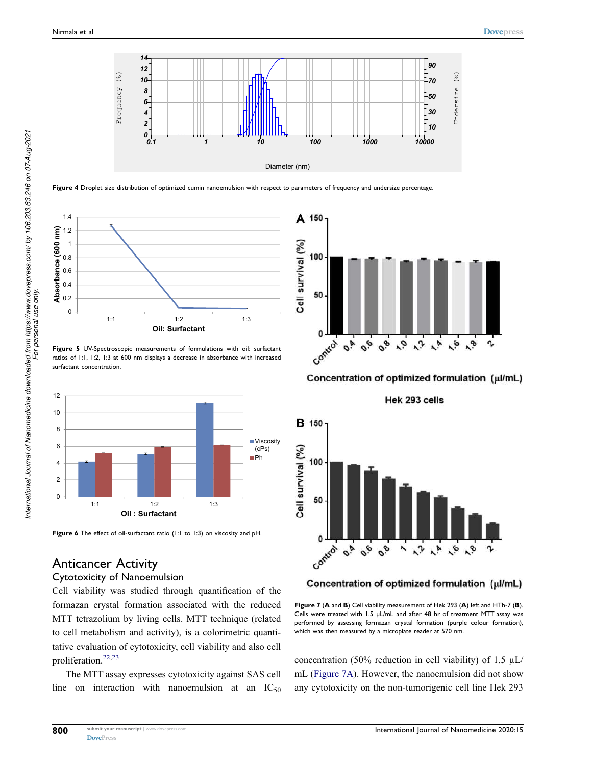Figure 4 Droplet size distribution of optimized cumin nanoemulsion with respect to parameters of frequency and undersize percentage.

Figure 5 UV-Spectroscopic measurements of formulations with oil: surfactant ratios of 1:1, 1:2, 1:3 at 600 nm displays a decrease in absorbance with increased surfactant concentration.

Figure 6 The effect of oil-surfactant ratio (1:1 to 1:3) on viscosity and pH.

## Anticancer Activity

### Cytotoxicity of Nanoemulsion

Cell viability was studied through quantification of the formazan crystal formation associated with the reduced MTT tetrazolium by living cells. MTT technique (related to cell metabolism and activity), is a colorimetric quantitative evaluation of cytotoxicity, cell viability and also cell proliferation.[22,23]

The MTT assay expresses cytotoxicity against SAS cell line on interaction with nanoemulsion at an $IC_{50}$ concentration (50% reduction in cell viability) of 1.5 µL/mL (Figure 7A). However, the nanoemulsion did not show any cytotoxicity on the non-tumorigenic cell line Hek 293

Figure 7 (A and B) Cell viability measurement of Hek 293 (A) left and HTh-7 (B). Cells were treated with 1.5 µL/mL and after 48 hr of treatment MTT assay was performed by assessing formazan crystal formation (purple colour formation), which was then measured by a microplate reader at 570 nm.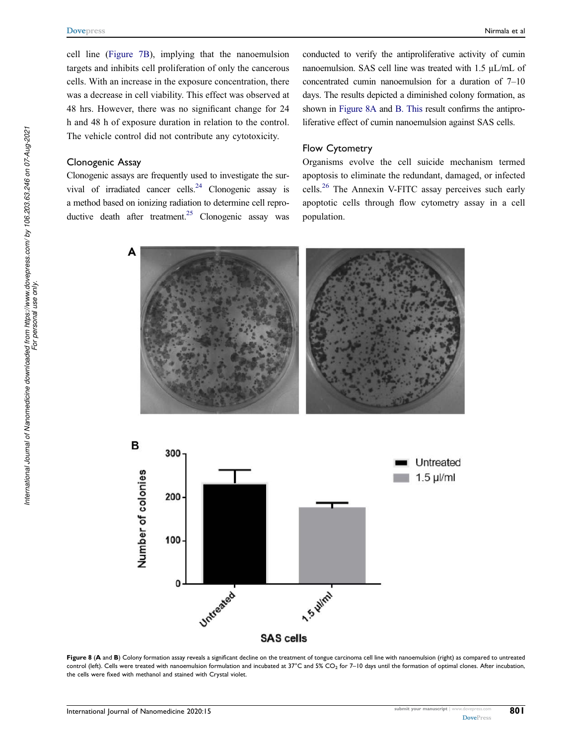cell line (Figure 7B), implying that the nanoemulsion targets and inhibits cell proliferation of only the cancerous cells. With an increase in the exposure concentration, there was a decrease in cell viability. This effect was observed at 48 hrs. However, there was no significant change for 24 h and 48 h of exposure duration in relation to the control. The vehicle control did not contribute any cytotoxicity.

### Clonogenic Assay

Clonogenic assays are frequently used to investigate the survival of irradiated cancer cells.[24] Clonogenic assay is a method based on ionizing radiation to determine cell reproductive death after treatment.[25] Clonogenic assay was conducted to verify the antiproliferative activity of cumin nanoemulsion. SAS cell line was treated with 1.5 µL/mL of concentrated cumin nanoemulsion for a duration of 7–10 days. The results depicted a diminished colony formation, as shown in Figure 8A and B. This result confirms the antiproliferative effect of cumin nanoemulsion against SAS cells.

### Flow Cytometry

Organisms evolve the cell suicide mechanism termed apoptosis to eliminate the redundant, damaged, or infected cells.[26] The Annexin V-FITC assay perceives such early apoptotic cells through flow cytometry assay in a cell population.

**Figure 8** (**A** and **B**) Colony formation assay reveals a significant decline on the treatment of tongue carcinoma cell line with nanoemulsion (right) as compared to untreated control (left). Cells were treated with nanoemulsion formulation and incubated at 37°C and 5% $CO_2$ for 7–10 days until the formation of optimal clones. After incubation, the cells were fixed with methanol and stained with Crystal violet.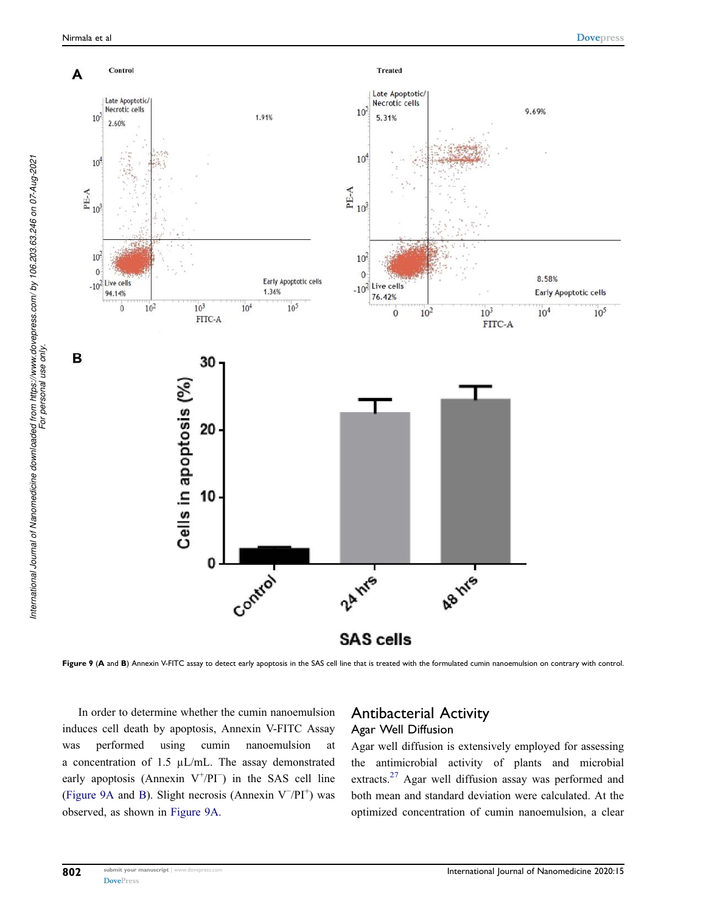Figure 9 (A and B) Annexin V-FITC assay to detect early apoptosis in the SAS cell line that is treated with the formulated cumin nanoemulsion on contrary with control.

In order to determine whether the cumin nanoemulsion induces cell death by apoptosis, Annexin V-FITC Assay was performed using cumin nanoemulsion at a concentration of 1.5 μL/mL. The assay demonstrated early apoptosis (Annexin $V^{+}/PI^{-}$) in the SAS cell line (Figure 9A and B). Slight necrosis (Annexin $V^{-}/PI^{+}$) was observed, as shown in Figure 9A.

## Antibacterial Activity

### Agar Well Diffusion

Agar well diffusion is extensively employed for assessing the antimicrobial activity of plants and microbial extracts.[27] Agar well diffusion assay was performed and both mean and standard deviation were calculated. At the optimized concentration of cumin nanoemulsion, a clear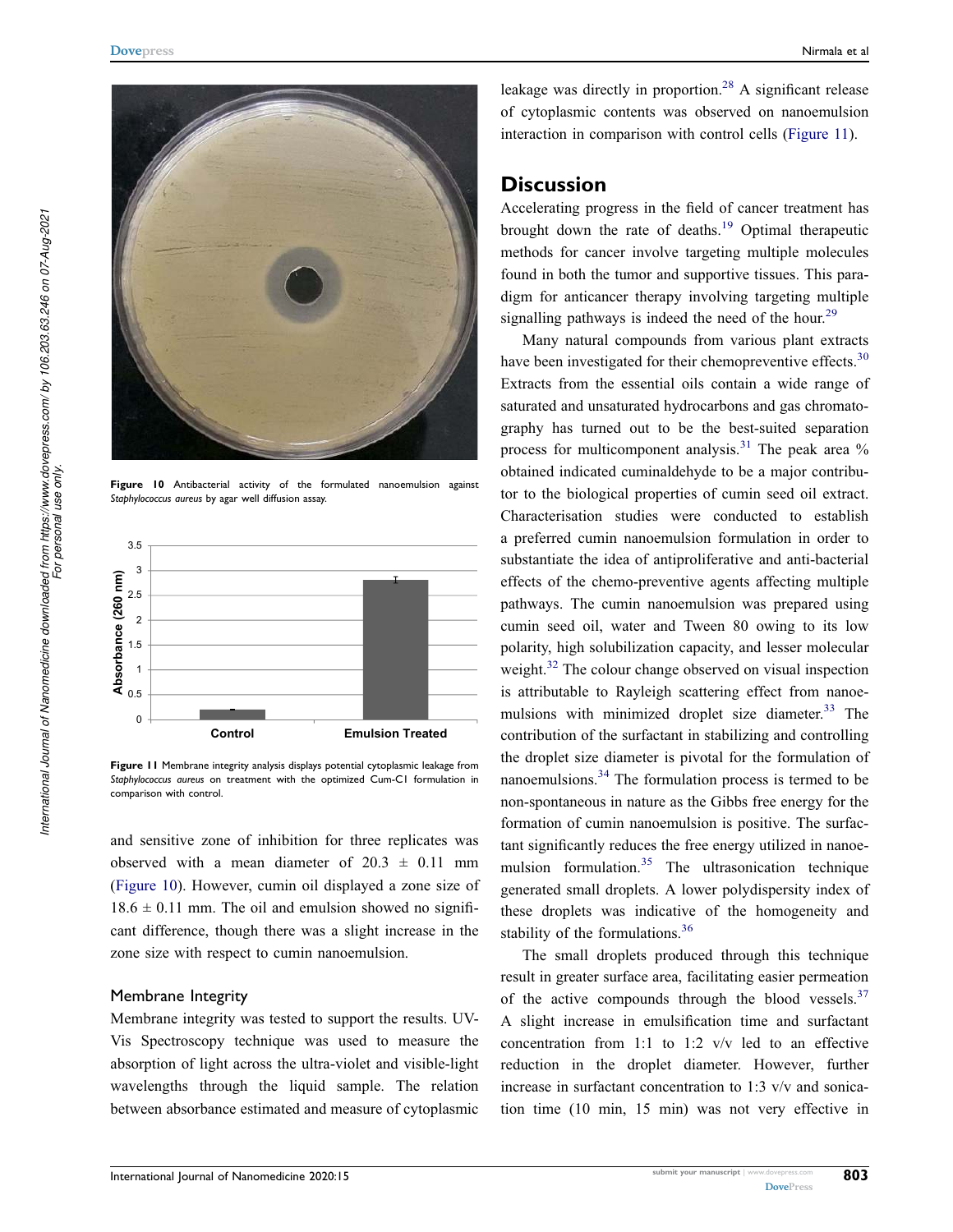Figure 10 Antibacterial activity of the formulated nanoemulsion against *Staphylococcus aureus* by agar well diffusion assay.

Figure 11 Membrane integrity analysis displays potential cytoplasmic leakage from *Staphylococcus aureus* on treatment with the optimized Cum-C1 formulation in comparison with control.

and sensitive zone of inhibition for three replicates was observed with a mean diameter of 20.3 ± 0.11 mm (Figure 10). However, cumin oil displayed a zone size of 18.6 ± 0.11 mm. The oil and emulsion showed no significant difference, though there was a slight increase in the zone size with respect to cumin nanoemulsion.

### Membrane Integrity

Membrane integrity was tested to support the results. UV-Vis Spectroscopy technique was used to measure the absorption of light across the ultra-violet and visible-light wavelengths through the liquid sample. The relation between absorbance estimated and measure of cytoplasmic leakage was directly in proportion.[28] A significant release of cytoplasmic contents was observed on nanoemulsion interaction in comparison with control cells (Figure 11).

## Discussion

Accelerating progress in the field of cancer treatment has brought down the rate of deaths.[19] Optimal therapeutic methods for cancer involve targeting multiple molecules found in both the tumor and supportive tissues. This paradigm for anticancer therapy involving targeting multiple signalling pathways is indeed the need of the hour.[29]

Many natural compounds from various plant extracts have been investigated for their chemopreventive effects.[30] Extracts from the essential oils contain a wide range of saturated and unsaturated hydrocarbons and gas chromatography has turned out to be the best-suited separation process for multicomponent analysis.[31] The peak area % obtained indicated cuminaldehyde to be a major contributor to the biological properties of cumin seed oil extract. Characterisation studies were conducted to establish a preferred cumin nanoemulsion formulation in order to substantiate the idea of antiproliferative and anti-bacterial effects of the chemo-preventive agents affecting multiple pathways. The cumin nanoemulsion was prepared using cumin seed oil, water and Tween 80 owing to its low polarity, high solubilization capacity, and lesser molecular weight.[32] The colour change observed on visual inspection is attributable to Rayleigh scattering effect from nanoemulsions with minimized droplet size diameter.[33] The contribution of the surfactant in stabilizing and controlling the droplet size diameter is pivotal for the formulation of nanoemulsions.[34] The formulation process is termed to be non-spontaneous in nature as the Gibbs free energy for the formation of cumin nanoemulsion is positive. The surfactant significantly reduces the free energy utilized in nanoemulsion formulation.[35] The ultrasonication technique generated small droplets. A lower polydispersity index of these droplets was indicative of the homogeneity and stability of the formulations.[36]

The small droplets produced through this technique result in greater surface area, facilitating easier permeation of the active compounds through the blood vessels.[37] A slight increase in emulsification time and surfactant concentration from 1:1 to 1:2 v/v led to an effective reduction in the droplet diameter. However, further increase in surfactant concentration to 1:3 v/v and sonication time (10 min, 15 min) was not very effective in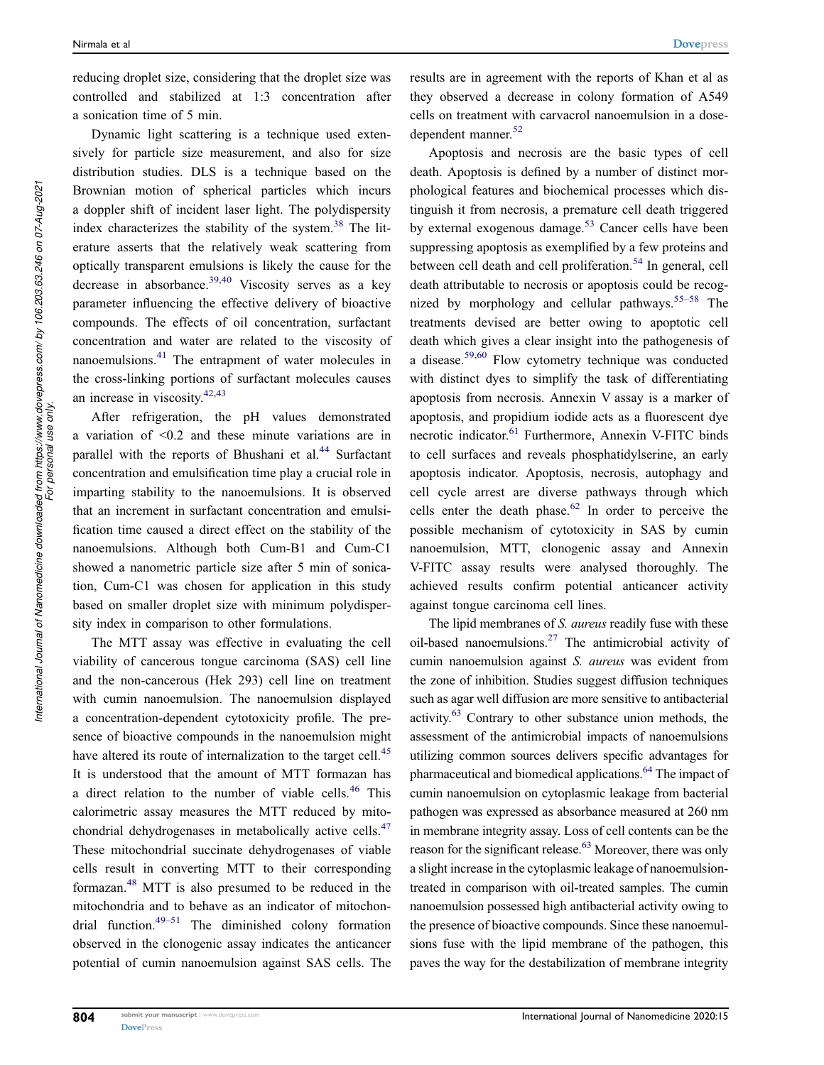reducing droplet size, considering that the droplet size was controlled and stabilized at 1:3 concentration after a sonication time of 5 min.

Dynamic light scattering is a technique used extensively for particle size measurement, and also for size distribution studies. DLS is a technique based on the Brownian motion of spherical particles which incurs a doppler shift of incident laser light. The polydispersity index characterizes the stability of the system.[38] The literature asserts that the relatively weak scattering from optically transparent emulsions is likely the cause for the decrease in absorbance.[39,40] Viscosity serves as a key parameter influencing the effective delivery of bioactive compounds. The effects of oil concentration, surfactant concentration and water are related to the viscosity of nanoemulsions.[41] The entrapment of water molecules in the cross-linking portions of surfactant molecules causes an increase in viscosity.[42,43]

After refrigeration, the pH values demonstrated a variation of <0.2 and these minute variations are in parallel with the reports of Bhushani et al.[44] Surfactant concentration and emulsification time play a crucial role in imparting stability to the nanoemulsions. It is observed that an increment in surfactant concentration and emulsification time caused a direct effect on the stability of the nanoemulsions. Although both Cum-B1 and Cum-C1 showed a nanometric particle size after 5 min of sonication, Cum-C1 was chosen for application in this study based on smaller droplet size with minimum polydispersity index in comparison to other formulations.

The MTT assay was effective in evaluating the cell viability of cancerous tongue carcinoma (SAS) cell line and the non-cancerous (Hek 293) cell line on treatment with cumin nanoemulsion. The nanoemulsion displayed a concentration-dependent cytotoxicity profile. The presence of bioactive compounds in the nanoemulsion might have altered its route of internalization to the target cell.[45] It is understood that the amount of MTT formazan has a direct relation to the number of viable cells.[46] This calorimetric assay measures the MTT reduced by mitochondrial dehydrogenases in metabolically active cells.[47] These mitochondrial succinate dehydrogenases of viable cells result in converting MTT to their corresponding formazan.[48] MTT is also presumed to be reduced in the mitochondria and to behave as an indicator of mitochondrial function.[49–51] The diminished colony formation observed in the clonogenic assay indicates the anticancer potential of cumin nanoemulsion against SAS cells. The results are in agreement with the reports of Khan et al as they observed a decrease in colony formation of A549 cells on treatment with carvacrol nanoemulsion in a dose-dependent manner.[52]

Apoptosis and necrosis are the basic types of cell death. Apoptosis is defined by a number of distinct morphological features and biochemical processes which distinguish it from necrosis, a premature cell death triggered by external exogenous damage.[53] Cancer cells have been suppressing apoptosis as exemplified by a few proteins and between cell death and cell proliferation.[54] In general, cell death attributable to necrosis or apoptosis could be recognized by morphology and cellular pathways.[55–58] The treatments devised are better owing to apoptotic cell death which gives a clear insight into the pathogenesis of a disease.[59,60] Flow cytometry technique was conducted with distinct dyes to simplify the task of differentiating apoptosis from necrosis. Annexin V assay is a marker of apoptosis, and propidium iodide acts as a fluorescent dye necrotic indicator.[61] Furthermore, Annexin V-FITC binds to cell surfaces and reveals phosphatidylserine, an early apoptosis indicator. Apoptosis, necrosis, autophagy and cell cycle arrest are diverse pathways through which cells enter the death phase.[62] In order to perceive the possible mechanism of cytotoxicity in SAS by cumin nanoemulsion, MTT, clonogenic assay and Annexin V-FITC assay results were analysed thoroughly. The achieved results confirm potential anticancer activity against tongue carcinoma cell lines.

The lipid membranes of *S. aureus* readily fuse with these oil-based nanoemulsions.[27] The antimicrobial activity of cumin nanoemulsion against *S. aureus* was evident from the zone of inhibition. Studies suggest diffusion techniques such as agar well diffusion are more sensitive to antibacterial activity.[63] Contrary to other substance union methods, the assessment of the antimicrobial impacts of nanoemulsions utilizing common sources delivers specific advantages for pharmaceutical and biomedical applications.[64] The impact of cumin nanoemulsion on cytoplasmic leakage from bacterial pathogen was expressed as absorbance measured at 260 nm in membrane integrity assay. Loss of cell contents can be the reason for the significant release.[63] Moreover, there was only a slight increase in the cytoplasmic leakage of nanoemulsion-treated in comparison with oil-treated samples. The cumin nanoemulsion possessed high antibacterial activity owing to the presence of bioactive compounds. Since these nanoemulsions fuse with the lipid membrane of the pathogen, this paves the way for the destabilization of membrane integrity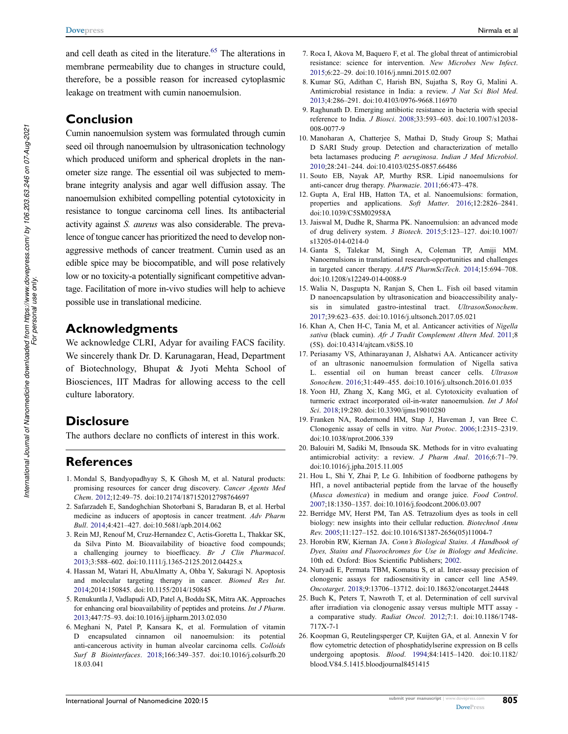and cell death as cited in the literature.[65] The alterations in membrane permeability due to changes in structure could, therefore, be a possible reason for increased cytoplasmic leakage on treatment with cumin nanoemulsion.

## Conclusion

Cumin nanoemulsion system was formulated through cumin seed oil through nanoemulsion by ultrasonication technology which produced uniform and spherical droplets in the nanometer size range. The essential oil was subjected to membrane integrity analysis and agar well diffusion assay. The nanoemulsion exhibited compelling potential cytotoxicity in resistance to tongue carcinoma cell lines. Its antibacterial activity against *S. aureus* was also considerable. The prevalence of tongue cancer has prioritized the need to develop non-aggressive methods of cancer treatment. Cumin used as an edible spice may be biocompatible, and will pose relatively low or no toxicity-a potentially significant competitive advantage. Facilitation of more in-vivo studies will help to achieve possible use in translational medicine.

## Acknowledgments

We acknowledge CLRI, Adyar for availing FACS facility. We sincerely thank Dr. D. Karunagaran, Head, Department of Biotechnology, Bhupat & Jyoti Mehta School of Biosciences, IIT Madras for allowing access to the cell culture laboratory.

## Disclosure

The authors declare no conflicts of interest in this work.

## References

1. Mondal S, Bandyopadhyay S, K Ghosh M, et al. Natural products: promising resources for cancer drug discovery. *Cancer Agents Med Chem*. 2012;12:49–75. doi:10.2174/187152012798764697
2. Safarzadeh E, Sandoghchian Shotorbani S, Baradaran B, et al. Herbal medicine as inducers of apoptosis in cancer treatment. *Adv Pharm Bull*. 2014;4:421–427. doi:10.5681/apb.2014.062
3. Rein MJ, Renouf M, Cruz-Hernandez C, Actis-Goretta L, Thakkar SK, da Silva Pinto M. Bioavailability of bioactive food compounds; a challenging journey to bioefficacy. *Br J Clin Pharmacol*. 2013;3:588–602. doi:10.1111/j.1365-2125.2012.04425.x
4. Hassan M, Watari H, AbuAlmatty A, Ohba Y, Sakuragi N. Apoptosis and molecular targeting therapy in cancer. *Biomed Res Int*. 2014;2014:150845. doi:10.1155/2014/150845
5. Renukuntla J, Vadlapudi AD, Patel A, Boddu SK, Mitra AK. Approaches for enhancing oral bioavailability of peptides and proteins. *Int J Pharm*. 2013;447:75–93. doi:10.1016/j.ijpharm.2013.02.030
6. Meghani N, Patel P, Kansara K, et al. Formulation of vitamin D encapsulated cinnamon oil nanoemulsion: its potential anti-cancerous activity in human alveolar carcinoma cells. *Colloids Surf B Biointerfaces*. 2018;166:349–357. doi:10.1016/j.colsurfb.2018.03.041
7. Roca I, Akova M, Baquero F, et al. The global threat of antimicrobial resistance: science for intervention. *New Microbes New Infect*. 2015;6:22–29. doi:10.1016/j.nmni.2015.02.007
8. Kumar SG, Adithan C, Harish BN, Sujatha S, Roy G, Malini A. Antimicrobial resistance in India: a review. *J Nat Sci Biol Med*. 2013;4:286–291. doi:10.4103/0976-9668.116970
9. Raghunath D. Emerging antibiotic resistance in bacteria with special reference to India. *J Biosci*. 2008;33:593–603. doi:10.1007/s12038-008-0077-9
10. Manoharan A, Chatterjee S, Mathai D, Study Group S; Mathai D SARI Study group. Detection and characterization of metallo beta lactamases producing *P. aeruginosa*. *Indian J Med Microbiol*. 2010;28:241–244. doi:10.4103/0255-0857.66486
11. Souto EB, Nayak AP, Murthy RSR. Lipid nanoemulsions for anti-cancer drug therapy. *Pharmazie*. 2011;66:473–478.
12. Gupta A, Eral HB, Hatton TA, et al. Nanoemulsions: formation, properties and applications. *Soft Matter*. 2016;12:2826–2841. doi:10.1039/C5SM02958A
13. Jaiswal M, Dudhe R, Sharma PK. Nanoemulsion: an advanced mode of drug delivery system. *3 Biotech*. 2015;5:123–127. doi:10.1007/s13205-014-0214-0
14. Ganta S, Talekar M, Singh A, Coleman TP, Amiji MM. Nanoemulsions in translational research-opportunities and challenges in targeted cancer therapy. *AAPS PharmSciTech*. 2014;15:694–708. doi:10.1208/s12249-014-0088-9
15. Walia N, Dasgupta N, Ranjan S, Chen L. Fish oil based vitamin D nanoencapsulation by ultrasonication and bioaccessibility analysis in simulated gastro-intestinal tract. *UltrasonSonochem*. 2017;39:623–635. doi:10.1016/j.ultsonch.2017.05.021
16. Khan A, Chen H-C, Tania M, et al. Anticancer activities of *Nigella sativa* (black cumin). *Afr J Tradit Complement Altern Med*. 2011;8 (5S). doi:10.4314/ajtcam.v8i5S.10
17. Periasamy VS, Athinarayanan J, Alshatwi AA. Anticancer activity of an ultrasonic nanoemulsion formulation of Nigella sativa L. essential oil on human breast cancer cells. *Ultrason Sonochem*. 2016;31:449–455. doi:10.1016/j.ultsonch.2016.01.035
18. Yoon HJ, Zhang X, Kang MG, et al. Cytotoxicity evaluation of turmeric extract incorporated oil-in-water nanoemulsion. *Int J Mol Sci*. 2018;19:280. doi:10.3390/ijms19010280
19. Franken NA, Rodermond HM, Stap J, Haveman J, van Bree C. Clonogenic assay of cells in vitro. *Nat Protoc*. 2006;1:2315–2319. doi:10.1038/nprot.2006.339
20. Balouiri M, Sadiki M, Ibnsouda SK. Methods for in vitro evaluating antimicrobial activity: a review. *J Pharm Anal*. 2016;6:71–79. doi:10.1016/j.jpha.2015.11.005
21. Hou L, Shi Y, Zhai P, Le G. Inhibition of foodborne pathogens by Hf1, a novel antibacterial peptide from the larvae of the housefly (*Musca domestica*) in medium and orange juice. *Food Control*. 2007;18:1350–1357. doi:10.1016/j.foodcont.2006.03.007
22. Berridge MV, Herst PM, Tan AS. Tetrazolium dyes as tools in cell biology: new insights into their cellular reduction. *Biotechnol Annu Rev*. 2005;11:127–152. doi:10.1016/S1387-2656(05)11004-7
23. Horobin RW, Kiernan JA. *Conn's Biological Stains. A Handbook of Dyes, Stains and Fluorochromes for Use in Biology and Medicine*. 10th ed. Oxford: Bios Scientific Publishers; 2002.
24. Nuryadi E, Permata TBM, Komatsu S, et al. Inter-assay precision of clonogenic assays for radiosensitivity in cancer cell line A549. *Oncotarget*. 2018;9:13706–13712. doi:10.18632/oncotarget.24448
25. Buch K, Peters T, Nawroth T, et al. Determination of cell survival after irradiation via clonogenic assay versus multiple MTT assay - a comparative study. *Radiat Oncol*. 2012;7:1. doi:10.1186/1748-717X-7-1
26. Koopman G, Reutelingsperger CP, Kuijten GA, et al. Annexin V for flow cytometric detection of phosphatidylserine expression on B cells undergoing apoptosis. *Blood*. 1994;84:1415–1420. doi:10.1182/blood.V84.5.1415.bloodjournal8451415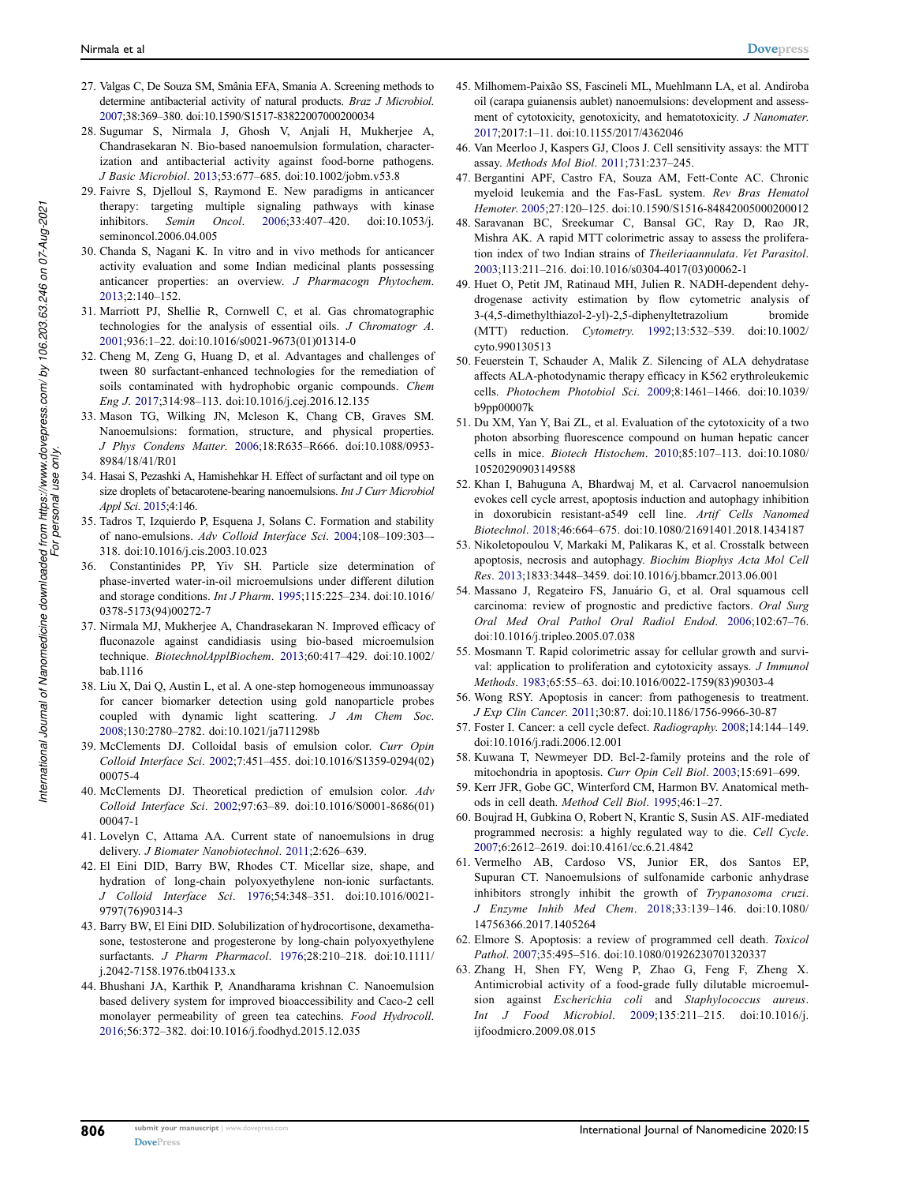27. Valgas C, De Souza SM, Smânia EFA, Smania A. Screening methods to determine antibacterial activity of natural products. *Braz J Microbiol*. 2007;38:369–380. doi:10.1590/S1517-83822007000200034
28. Sugumar S, Nirmala J, Ghosh V, Anjali H, Mukherjee A, Chandrasekaran N. Bio-based nanoemulsion formulation, characterization and antibacterial activity against food-borne pathogens. *J Basic Microbiol*. 2013;53:677–685. doi:10.1002/jobm.v53.8
29. Faivre S, Djelloul S, Raymond E. New paradigms in anticancer therapy: targeting multiple signaling pathways with kinase inhibitors. *Semin Oncol*. 2006;33:407–420. doi:10.1053/j.seminoncol.2006.04.005
30. Chanda S, Nagani K. In vitro and in vivo methods for anticancer activity evaluation and some Indian medicinal plants possessing anticancer properties: an overview. *J Pharmacogn Phytochem*. 2013;2:140–152.
31. Marriott PJ, Shellie R, Cornwell C, et al. Gas chromatographic technologies for the analysis of essential oils. *J Chromatogr A*. 2001;936:1–22. doi:10.1016/s0021-9673(01)01314-0
32. Cheng M, Zeng G, Huang D, et al. Advantages and challenges of tween 80 surfactant-enhanced technologies for the remediation of soils contaminated with hydrophobic organic compounds. *Chem Eng J*. 2017;314:98–113. doi:10.1016/j.cej.2016.12.135
33. Mason TG, Wilking JN, Mcleson K, Chang CB, Graves SM. Nanoemulsions: formation, structure, and physical properties. *J Phys Condens Matter*. 2006;18:R635–R666. doi:10.1088/0953-8984/18/41/R01
34. Hasai S, Pezashki A, Hamishehkar H. Effect of surfactant and oil type on size droplets of betacarotene-bearing nanoemulsions. *Int J Curr Microbiol Appl Sci*. 2015;4:146.
35. Tadros T, Izquierdo P, Esquena J, Solans C. Formation and stability of nano-emulsions. *Adv Colloid Interface Sci*. 2004;108–109:303–-318. doi:10.1016/j.cis.2003.10.023
36. Constantinides PP, Yiv SH. Particle size determination of phase-inverted water-in-oil microemulsions under different dilution and storage conditions. *Int J Pharm*. 1995;115:225–234. doi:10.1016/0378-5173(94)00272-7
37. Nirmala MJ, Mukherjee A, Chandrasekaran N. Improved efficacy of fluconazole against candidiasis using bio-based microemulsion technique. *BiotechnolApplBiochem*. 2013;60:417–429. doi:10.1002/bab.1116
38. Liu X, Dai Q, Austin L, et al. A one-step homogeneous immunoassay for cancer biomarker detection using gold nanoparticle probes coupled with dynamic light scattering. *J Am Chem Soc*. 2008;130:2780–2782. doi:10.1021/ja711298b
39. McClements DJ. Colloidal basis of emulsion color. *Curr Opin Colloid Interface Sci*. 2002;7:451–455. doi:10.1016/S1359-0294(02)00075-4
40. McClements DJ. Theoretical prediction of emulsion color. *Adv Colloid Interface Sci*. 2002;97:63–89. doi:10.1016/S0001-8686(01)00047-1
41. Lovelyn C, Attama AA. Current state of nanoemulsions in drug delivery. *J Biomater Nanobiotechnol*. 2011;2:626–639.
42. El Eini DID, Barry BW, Rhodes CT. Micellar size, shape, and hydration of long-chain polyoxyethylene non-ionic surfactants. *J Colloid Interface Sci*. 1976;54:348–351. doi:10.1016/0021-9797(76)90314-3
43. Barry BW, El Eini DID. Solubilization of hydrocortisone, dexamethasone, testosterone and progesterone by long-chain polyoxyethylene surfactants. *J Pharm Pharmacol*. 1976;28:210–218. doi:10.1111/j.2042-7158.1976.tb04133.x
44. Bhushani JA, Karthik P, Anandharama krishnan C. Nanoemulsion based delivery system for improved bioaccessibility and Caco-2 cell monolayer permeability of green tea catechins. *Food Hydrocoll*. 2016;56:372–382. doi:10.1016/j.foodhyd.2015.12.035
45. Milhomem-Paixão SS, Fascineli ML, Muehlmann LA, et al. Andiroba oil (carapa guianensis aublet) nanoemulsions: development and assessment of cytotoxicity, genotoxicity, and hematotoxicity. *J Nanomater*. 2017;2017:1–11. doi:10.1155/2017/4362046
46. Van Meerloo J, Kaspers GJ, Cloos J. Cell sensitivity assays: the MTT assay. *Methods Mol Biol*. 2011;731:237–245.
47. Bergantini APF, Castro FA, Souza AM, Fett-Conte AC. Chronic myeloid leukemia and the Fas-FasL system. *Rev Bras Hematol Hemoter*. 2005;27:120–125. doi:10.1590/S1516-84842005000200012
48. Saravanan BC, Sreekumar C, Bansal GC, Ray D, Rao JR, Mishra AK. A rapid MTT colorimetric assay to assess the proliferation index of two Indian strains of *Theileriaannulata*. *Vet Parasitol*. 2003;113:211–216. doi:10.1016/s0304-4017(03)00062-1
49. Huet O, Petit JM, Ratinaud MH, Julien R. NADH-dependent dehydrogenase activity estimation by flow cytometric analysis of 3-(4,5-dimethylthiazol-2-yl)-2,5-diphenyltetrazolium bromide (MTT) reduction. *Cytometry*. 1992;13:532–539. doi:10.1002/cyto.990130513
50. Feuerstein T, Schauder A, Malik Z. Silencing of ALA dehydratase affects ALA-photodynamic therapy efficacy in K562 erythroleukemic cells. *Photochem Photobiol Sci*. 2009;8:1461–1466. doi:10.1039/b9pp00007k
51. Du XM, Yan Y, Bai ZL, et al. Evaluation of the cytotoxicity of a two photon absorbing fluorescence compound on human hepatic cancer cells in mice. *Biotech Histochem*. 2010;85:107–113. doi:10.1080/10520290903149588
52. Khan I, Bahuguna A, Bhardwaj M, et al. Carvacrol nanoemulsion evokes cell cycle arrest, apoptosis induction and autophagy inhibition in doxorubicin resistant-a549 cell line. *Artif Cells Nanomed Biotechnol*. 2018;46:664–675. doi:10.1080/21691401.2018.1434187
53. Nikoletopoulou V, Markaki M, Palikaras K, et al. Crosstalk between apoptosis, necrosis and autophagy. *Biochim Biophys Acta Mol Cell Res*. 2013;1833:3448–3459. doi:10.1016/j.bbamcr.2013.06.001
54. Massano J, Regateiro FS, Januário G, et al. Oral squamous cell carcinoma: review of prognostic and predictive factors. *Oral Surg Oral Med Oral Pathol Oral Radiol Endod*. 2006;102:67–76. doi:10.1016/j.tripleo.2005.07.038
55. Mosmann T. Rapid colorimetric assay for cellular growth and survival: application to proliferation and cytotoxicity assays. *J Immunol Methods*. 1983;65:55–63. doi:10.1016/0022-1759(83)90303-4
56. Wong RSY. Apoptosis in cancer: from pathogenesis to treatment. *J Exp Clin Cancer*. 2011;30:87. doi:10.1186/1756-9966-30-87
57. Foster I. Cancer: a cell cycle defect. *Radiography*. 2008;14:144–149. doi:10.1016/j.radi.2006.12.001
58. Kuwana T, Newmeyer DD. Bcl-2-family proteins and the role of mitochondria in apoptosis. *Curr Opin Cell Biol*. 2003;15:691–699.
59. Kerr JFR, Gobe GC, Winterford CM, Harmon BV. Anatomical methods in cell death. *Method Cell Biol*. 1995;46:1–27.
60. Boujrad H, Gubkina O, Robert N, Krantic S, Susin AS. AIF-mediated programmed necrosis: a highly regulated way to die. *Cell Cycle*. 2007;6:2612–2619. doi:10.4161/cc.6.21.4842
61. Vermelho AB, Cardoso VS, Junior ER, dos Santos EP, Supuran CT. Nanoemulsions of sulfonamide carbonic anhydrase inhibitors strongly inhibit the growth of *Trypanosoma cruzi*. *J Enzyme Inhib Med Chem*. 2018;33:139–146. doi:10.1080/14756366.2017.1405264
62. Elmore S. Apoptosis: a review of programmed cell death. *Toxicol Pathol*. 2007;35:495–516. doi:10.1080/01926230701320337
63. Zhang H, Shen FY, Weng P, Zhao G, Feng F, Zheng X. Antimicrobial activity of a food-grade fully dilutable microemulsion against *Escherichia coli* and *Staphylococcus aureus*. *Int J Food Microbiol*. 2009;135:211–215. doi:10.1016/j.ijfoodmicro.2009.08.015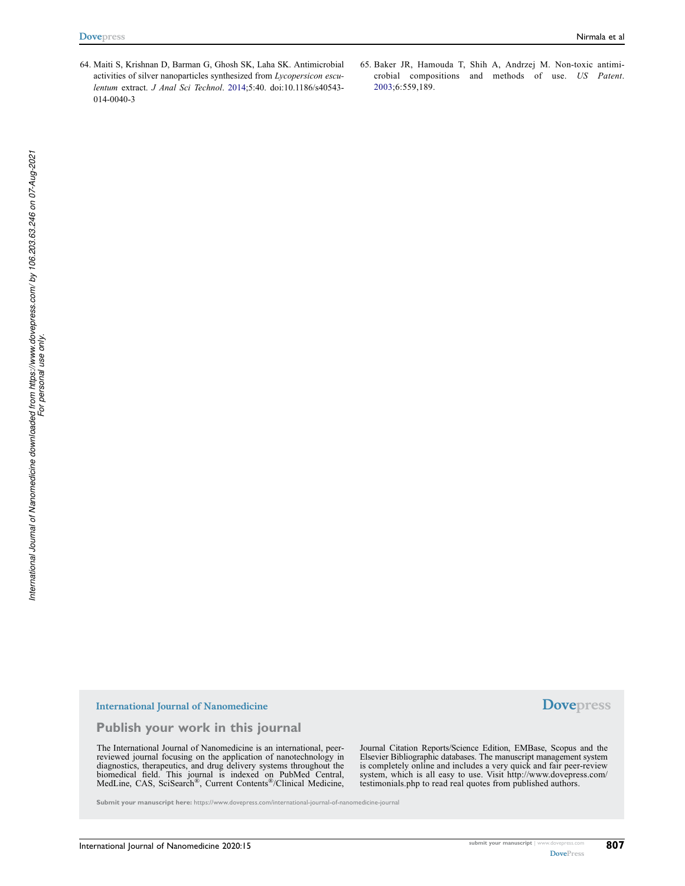64. Maiti S, Krishnan D, Barman G, Ghosh SK, Laha SK. Antimicrobial activities of silver nanoparticles synthesized from *Lycopersicon esculentum* extract. *J Anal Sci Technol*. 2014;5:40. doi:10.1186/s40543-014-0040-3

65. Baker JR, Hamouda T, Shih A, Andrzej M. Non-toxic antimicrobial compositions and methods of use. *US Patent*. 2003;6:559,189.

**International Journal of Nanomedicine**

## Publish your work in this journal

The International Journal of Nanomedicine is an international, peer-reviewed journal focusing on the application of nanotechnology in diagnostics, therapeutics, and drug delivery systems throughout the biomedical field. This journal is indexed on PubMed Central, MedLine, CAS, SciSearch®, Current Contents®/Clinical Medicine, Journal Citation Reports/Science Edition, EMBase, Scopus and the Elsevier Bibliographic databases. The manuscript management system is completely online and includes a very quick and fair peer-review system, which is all easy to use. Visit http://www.dovepress.com/testimonials.php to read real quotes from published authors.

**Submit your manuscript here:** https://www.dovepress.com/international-journal-of-nanomedicine-journal